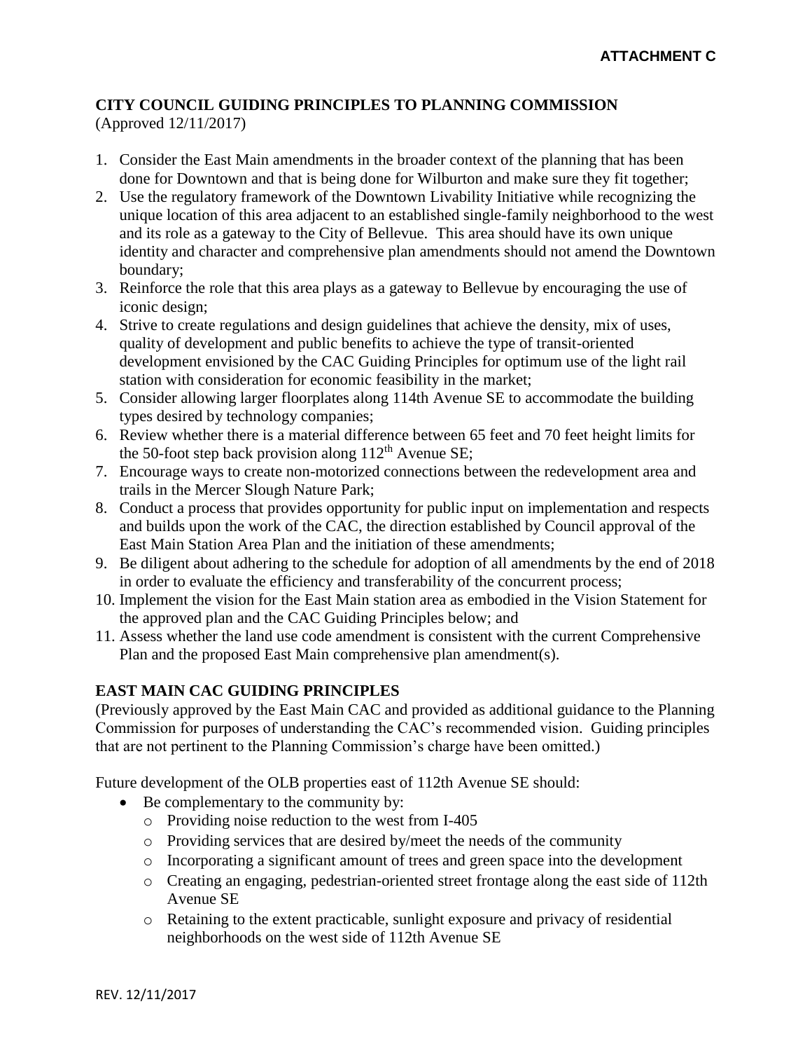**ATTACHMENT C**

## CITY COUNCIL GUIDING PRINCIPLES TO PLANNING COMMISSION

(Approved 12/11/2017)

1. Consider the East Main amendments in the broader context of the planning that has been done for Downtown and that is being done for Wilburton and make sure they fit together;
2. Use the regulatory framework of the Downtown Livability Initiative while recognizing the unique location of this area adjacent to an established single-family neighborhood to the west and its role as a gateway to the City of Bellevue. This area should have its own unique identity and character and comprehensive plan amendments should not amend the Downtown boundary;
3. Reinforce the role that this area plays as a gateway to Bellevue by encouraging the use of iconic design;
4. Strive to create regulations and design guidelines that achieve the density, mix of uses, quality of development and public benefits to achieve the type of transit-oriented development envisioned by the CAC Guiding Principles for optimum use of the light rail station with consideration for economic feasibility in the market;
5. Consider allowing larger floorplates along 114th Avenue SE to accommodate the building types desired by technology companies;
6. Review whether there is a material difference between 65 feet and 70 feet height limits for the 50-foot step back provision along 112th Avenue SE;
7. Encourage ways to create non-motorized connections between the redevelopment area and trails in the Mercer Slough Nature Park;
8. Conduct a process that provides opportunity for public input on implementation and respects and builds upon the work of the CAC, the direction established by Council approval of the East Main Station Area Plan and the initiation of these amendments;
9. Be diligent about adhering to the schedule for adoption of all amendments by the end of 2018 in order to evaluate the efficiency and transferability of the concurrent process;
10. Implement the vision for the East Main station area as embodied in the Vision Statement for the approved plan and the CAC Guiding Principles below; and
11. Assess whether the land use code amendment is consistent with the current Comprehensive Plan and the proposed East Main comprehensive plan amendment(s).

## EAST MAIN CAC GUIDING PRINCIPLES

(Previously approved by the East Main CAC and provided as additional guidance to the Planning Commission for purposes of understanding the CAC's recommended vision. Guiding principles that are not pertinent to the Planning Commission's charge have been omitted.)

Future development of the OLB properties east of 112th Avenue SE should:

- Be complementary to the community by:
  - Providing noise reduction to the west from I-405
  - Providing services that are desired by/meet the needs of the community
  - Incorporating a significant amount of trees and green space into the development
  - Creating an engaging, pedestrian-oriented street frontage along the east side of 112th Avenue SE
  - Retaining to the extent practicable, sunlight exposure and privacy of residential neighborhoods on the west side of 112th Avenue SE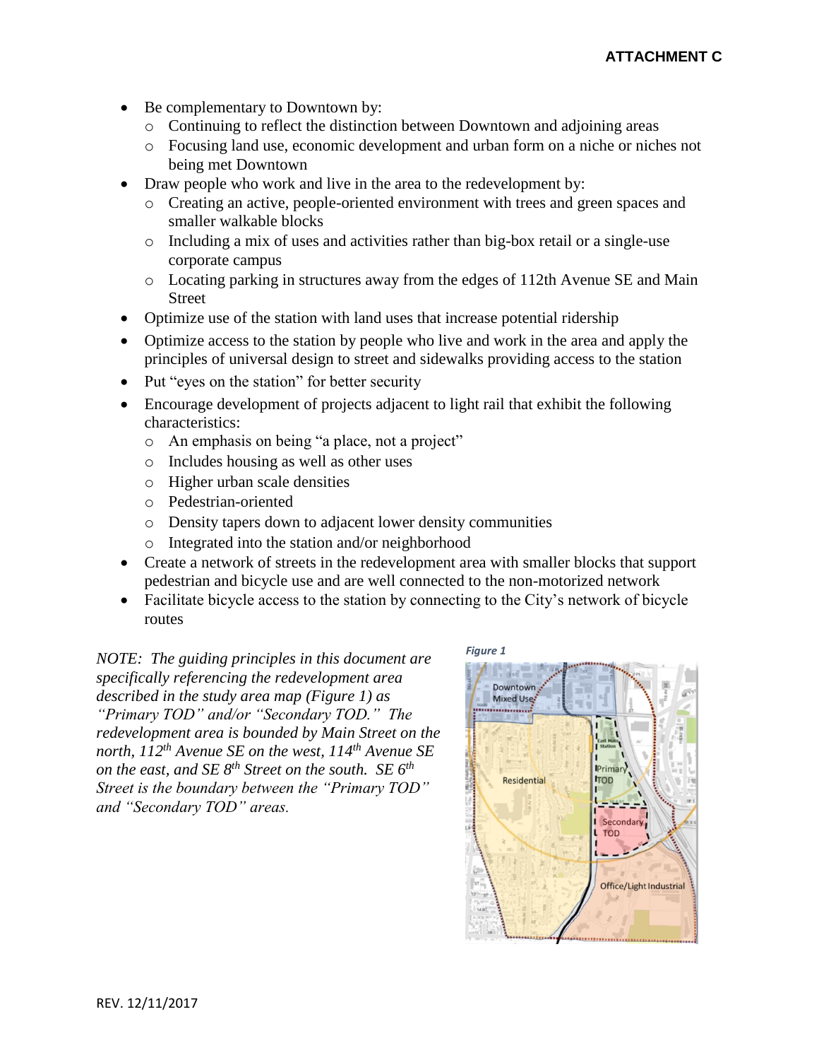- Be complementary to Downtown by:
  - Continuing to reflect the distinction between Downtown and adjoining areas
  - Focusing land use, economic development and urban form on a niche or niches not being met Downtown
- Draw people who work and live in the area to the redevelopment by:
  - Creating an active, people-oriented environment with trees and green spaces and smaller walkable blocks
  - Including a mix of uses and activities rather than big-box retail or a single-use corporate campus
  - Locating parking in structures away from the edges of 112th Avenue SE and Main Street
- Optimize use of the station with land uses that increase potential ridership
- Optimize access to the station by people who live and work in the area and apply the principles of universal design to street and sidewalks providing access to the station
- Put "eyes on the station" for better security
- Encourage development of projects adjacent to light rail that exhibit the following characteristics:
  - An emphasis on being "a place, not a project"
  - Includes housing as well as other uses
  - Higher urban scale densities
  - Pedestrian-oriented
  - Density tapers down to adjacent lower density communities
  - Integrated into the station and/or neighborhood
- Create a network of streets in the redevelopment area with smaller blocks that support pedestrian and bicycle use and are well connected to the non-motorized network
- Facilitate bicycle access to the station by connecting to the City's network of bicycle routes

*NOTE: The guiding principles in this document are specifically referencing the redevelopment area described in the study area map (Figure 1) as "Primary TOD" and/or "Secondary TOD." The redevelopment area is bounded by Main Street on the north, 112th Avenue SE on the west, 114th Avenue SE on the east, and SE 8th Street on the south. SE 6th Street is the boundary between the "Primary TOD" and "Secondary TOD" areas.*

*Figure 1*

Downtown Mixed Use

Residential

East Main Station

Primary TOD

Secondary TOD

Office/Light Industrial